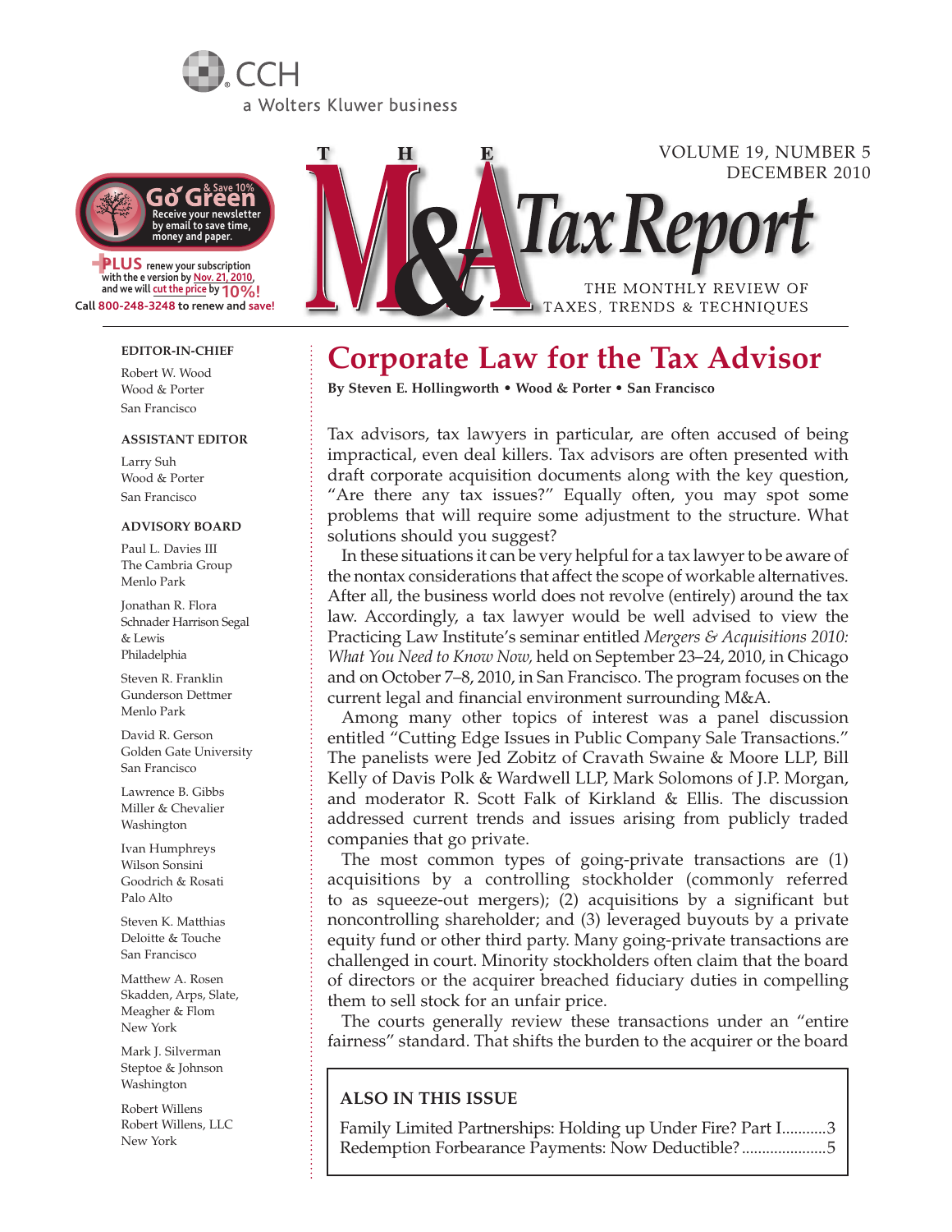CCH

a Wolters Kluwer business

**Go Green** & Save 10%
Receive your newsletter by email to save time, money and paper.

**PLUS** renew your subscription with the e version by Nov. 21, 2010, and we will cut the price by 10%!
Call 800-248-3248 to renew and save!

# THE M&A Tax Report

VOLUME 19, NUMBER 5
DECEMBER 2010

THE MONTHLY REVIEW OF TAXES, TRENDS & TECHNIQUES

**EDITOR-IN-CHIEF**

Robert W. Wood
Wood & Porter
San Francisco

**ASSISTANT EDITOR**

Larry Suh
Wood & Porter
San Francisco

**ADVISORY BOARD**

Paul L. Davies III
The Cambria Group
Menlo Park

Jonathan R. Flora
Schnader Harrison Segal & Lewis
Philadelphia

Steven R. Franklin
Gunderson Dettmer
Menlo Park

David R. Gerson
Golden Gate University
San Francisco

Lawrence B. Gibbs
Miller & Chevalier
Washington

Ivan Humphreys
Wilson Sonsini Goodrich & Rosati
Palo Alto

Steven K. Matthias
Deloitte & Touche
San Francisco

Matthew A. Rosen
Skadden, Arps, Slate, Meagher & Flom
New York

Mark J. Silverman
Steptoe & Johnson
Washington

Robert Willens
Robert Willens, LLC
New York

## Corporate Law for the Tax Advisor

**By Steven E. Hollingworth • Wood & Porter • San Francisco**

Tax advisors, tax lawyers in particular, are often accused of being impractical, even deal killers. Tax advisors are often presented with draft corporate acquisition documents along with the key question, "Are there any tax issues?" Equally often, you may spot some problems that will require some adjustment to the structure. What solutions should you suggest?

In these situations it can be very helpful for a tax lawyer to be aware of the nontax considerations that affect the scope of workable alternatives. After all, the business world does not revolve (entirely) around the tax law. Accordingly, a tax lawyer would be well advised to view the Practicing Law Institute's seminar entitled *Mergers & Acquisitions 2010: What You Need to Know Now,* held on September 23–24, 2010, in Chicago and on October 7–8, 2010, in San Francisco. The program focuses on the current legal and financial environment surrounding M&A.

Among many other topics of interest was a panel discussion entitled "Cutting Edge Issues in Public Company Sale Transactions." The panelists were Jed Zobitz of Cravath Swaine & Moore LLP, Bill Kelly of Davis Polk & Wardwell LLP, Mark Solomons of J.P. Morgan, and moderator R. Scott Falk of Kirkland & Ellis. The discussion addressed current trends and issues arising from publicly traded companies that go private.

The most common types of going-private transactions are (1) acquisitions by a controlling stockholder (commonly referred to as squeeze-out mergers); (2) acquisitions by a significant but noncontrolling shareholder; and (3) leveraged buyouts by a private equity fund or other third party. Many going-private transactions are challenged in court. Minority stockholders often claim that the board of directors or the acquirer breached fiduciary duties in compelling them to sell stock for an unfair price.

The courts generally review these transactions under an "entire fairness" standard. That shifts the burden to the acquirer or the board

**ALSO IN THIS ISSUE**

Family Limited Partnerships: Holding up Under Fire? Part I...........3
Redemption Forbearance Payments: Now Deductible?.....................5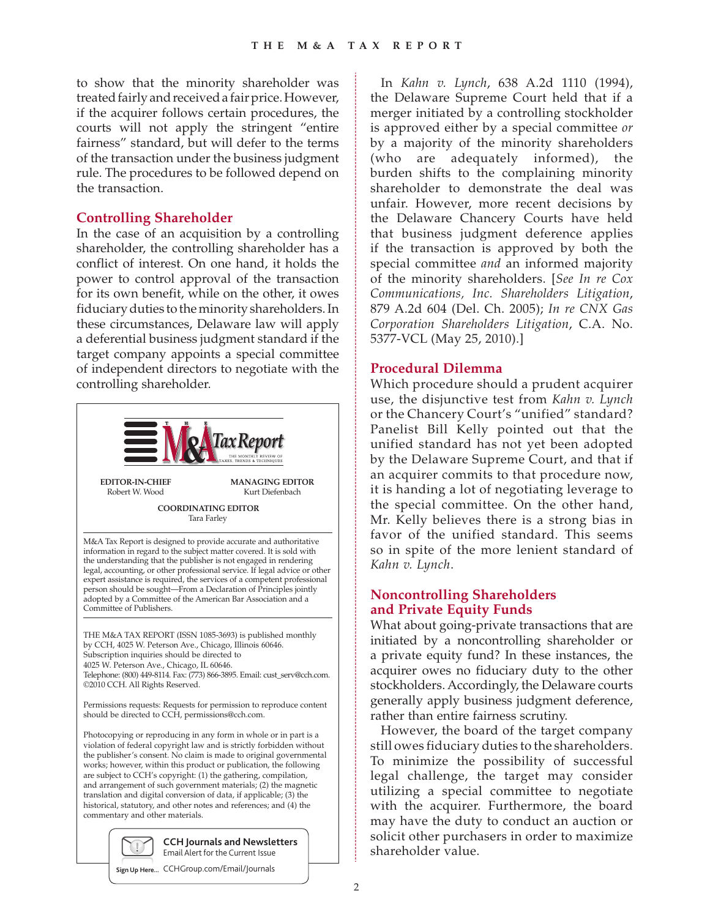to show that the minority shareholder was treated fairly and received a fair price. However, if the acquirer follows certain procedures, the courts will not apply the stringent "entire fairness" standard, but will defer to the terms of the transaction under the business judgment rule. The procedures to be followed depend on the transaction.

## Controlling Shareholder

In the case of an acquisition by a controlling shareholder, the controlling shareholder has a conflict of interest. On one hand, it holds the power to control approval of the transaction for its own benefit, while on the other, it owes fiduciary duties to the minority shareholders. In these circumstances, Delaware law will apply a deferential business judgment standard if the target company appoints a special committee of independent directors to negotiate with the controlling shareholder.

In *Kahn v. Lynch*, 638 A.2d 1110 (1994), the Delaware Supreme Court held that if a merger initiated by a controlling stockholder is approved either by a special committee *or* by a majority of the minority shareholders (who are adequately informed), the burden shifts to the complaining minority shareholder to demonstrate the deal was unfair. However, more recent decisions by the Delaware Chancery Courts have held that business judgment deference applies if the transaction is approved by both the special committee *and* an informed majority of the minority shareholders. [*See In re Cox Communications, Inc. Shareholders Litigation*, 879 A.2d 604 (Del. Ch. 2005); *In re CNX Gas Corporation Shareholders Litigation*, C.A. No. 5377-VCL (May 25, 2010).]

## Procedural Dilemma

Which procedure should a prudent acquirer use, the disjunctive test from *Kahn v. Lynch* or the Chancery Court's "unified" standard? Panelist Bill Kelly pointed out that the unified standard has not yet been adopted by the Delaware Supreme Court, and that if an acquirer commits to that procedure now, it is handing a lot of negotiating leverage to the special committee. On the other hand, Mr. Kelly believes there is a strong bias in favor of the unified standard. This seems so in spite of the more lenient standard of *Kahn v. Lynch*.

## Noncontrolling Shareholders and Private Equity Funds

What about going-private transactions that are initiated by a noncontrolling shareholder or a private equity fund? In these instances, the acquirer owes no fiduciary duty to the other stockholders. Accordingly, the Delaware courts generally apply business judgment deference, rather than entire fairness scrutiny.

However, the board of the target company still owes fiduciary duties to the shareholders. To minimize the possibility of successful legal challenge, the target may consider utilizing a special committee to negotiate with the acquirer. Furthermore, the board may have the duty to conduct an auction or solicit other purchasers in order to maximize shareholder value.

---

**THE M&A Tax Report** — THE MONTHLY REVIEW OF TAXES, TRENDS & TECHNIQUES

**EDITOR-IN-CHIEF**
Robert W. Wood

**MANAGING EDITOR**
Kurt Diefenbach

**COORDINATING EDITOR**
Tara Farley

M&A Tax Report is designed to provide accurate and authoritative information in regard to the subject matter covered. It is sold with the understanding that the publisher is not engaged in rendering legal, accounting, or other professional service. If legal advice or other expert assistance is required, the services of a competent professional person should be sought—From a Declaration of Principles jointly adopted by a Committee of the American Bar Association and a Committee of Publishers.

THE M&A TAX REPORT (ISSN 1085-3693) is published monthly by CCH, 4025 W. Peterson Ave., Chicago, Illinois 60646. Subscription inquiries should be directed to 4025 W. Peterson Ave., Chicago, IL 60646. Telephone: (800) 449-8114. Fax: (773) 866-3895. Email: cust_serv@cch.com. ©2010 CCH. All Rights Reserved.

Permissions requests: Requests for permission to reproduce content should be directed to CCH, permissions@cch.com.

Photocopying or reproducing in any form in whole or in part is a violation of federal copyright law and is strictly forbidden without the publisher's consent. No claim is made to original governmental works; however, within this product or publication, the following are subject to CCH's copyright: (1) the gathering, compilation, and arrangement of such government materials; (2) the magnetic translation and digital conversion of data, if applicable; (3) the historical, statutory, and other notes and references; and (4) the commentary and other materials.

**CCH Journals and Newsletters**
Email Alert for the Current Issue
Sign Up Here... CCHGroup.com/Email/Journals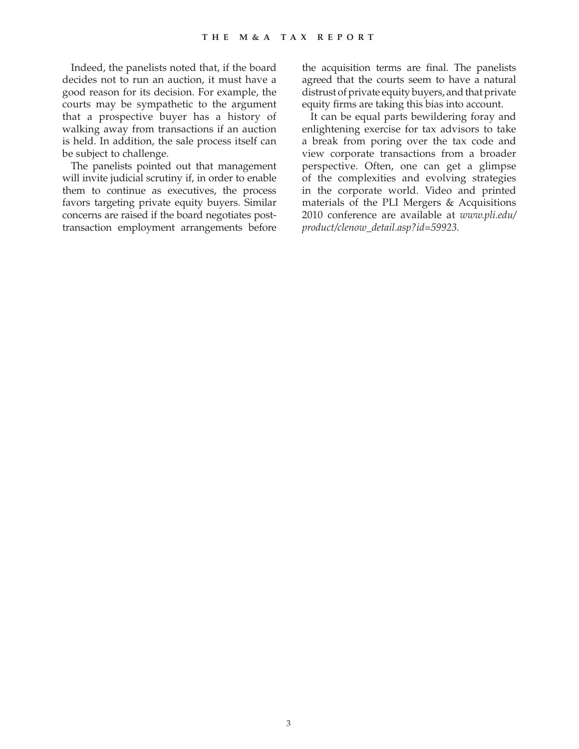Indeed, the panelists noted that, if the board decides not to run an auction, it must have a good reason for its decision. For example, the courts may be sympathetic to the argument that a prospective buyer has a history of walking away from transactions if an auction is held. In addition, the sale process itself can be subject to challenge.

The panelists pointed out that management will invite judicial scrutiny if, in order to enable them to continue as executives, the process favors targeting private equity buyers. Similar concerns are raised if the board negotiates post-transaction employment arrangements before the acquisition terms are final. The panelists agreed that the courts seem to have a natural distrust of private equity buyers, and that private equity firms are taking this bias into account.

It can be equal parts bewildering foray and enlightening exercise for tax advisors to take a break from poring over the tax code and view corporate transactions from a broader perspective. Often, one can get a glimpse of the complexities and evolving strategies in the corporate world. Video and printed materials of the PLI Mergers & Acquisitions 2010 conference are available at *www.pli.edu/product/clenow_detail.asp?id=59923.*